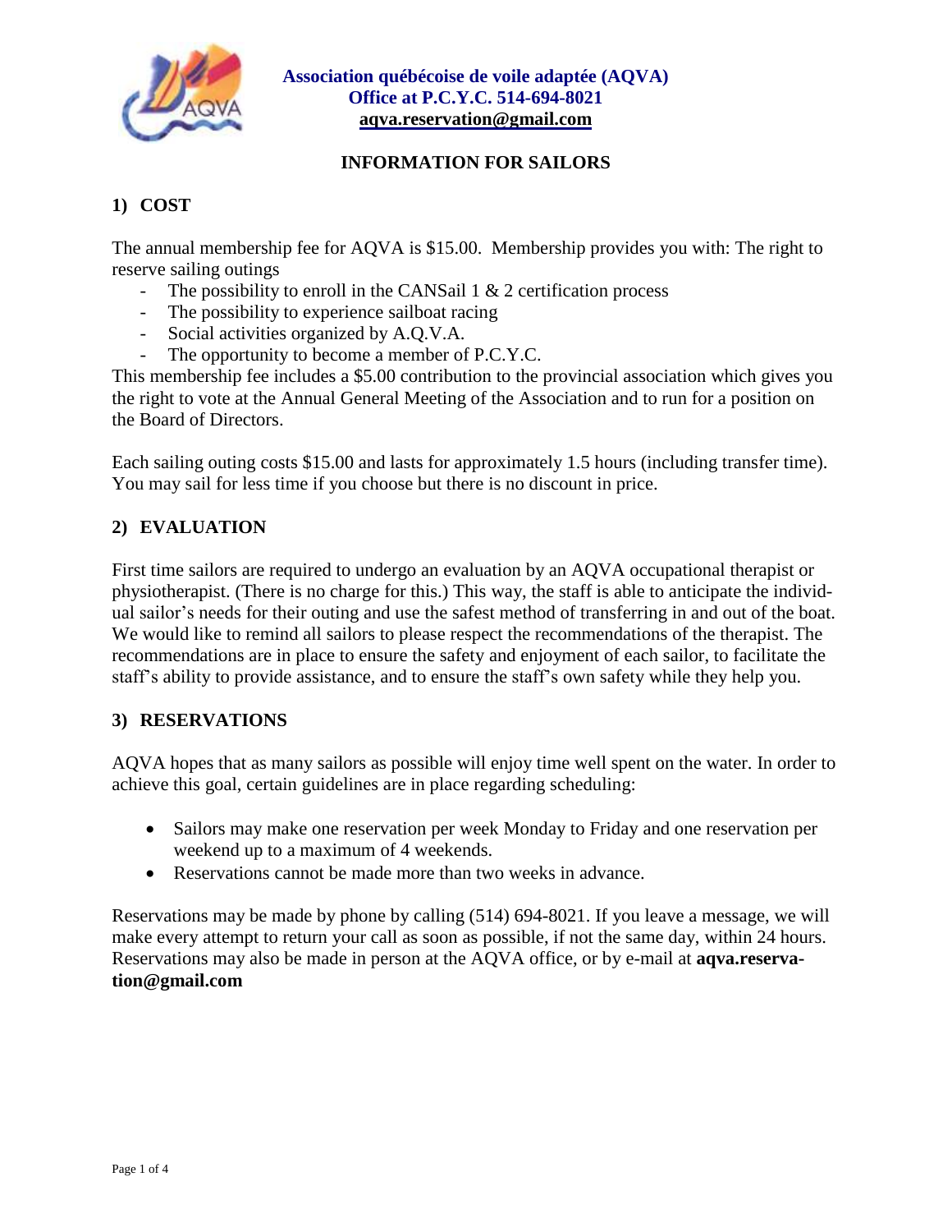**Association québécoise de voile adaptée (AQVA)**
**Office at P.C.Y.C. 514-694-8021**
**aqva.reservation@gmail.com**

# INFORMATION FOR SAILORS

## 1) COST

The annual membership fee for AQVA is $15.00. Membership provides you with: The right to reserve sailing outings

- The possibility to enroll in the CANSail 1 & 2 certification process
- The possibility to experience sailboat racing
- Social activities organized by A.Q.V.A.
- The opportunity to become a member of P.C.Y.C.

This membership fee includes a $5.00 contribution to the provincial association which gives you the right to vote at the Annual General Meeting of the Association and to run for a position on the Board of Directors.

Each sailing outing costs $15.00 and lasts for approximately 1.5 hours (including transfer time). You may sail for less time if you choose but there is no discount in price.

## 2) EVALUATION

First time sailors are required to undergo an evaluation by an AQVA occupational therapist or physiotherapist. (There is no charge for this.) This way, the staff is able to anticipate the individual sailor's needs for their outing and use the safest method of transferring in and out of the boat. We would like to remind all sailors to please respect the recommendations of the therapist. The recommendations are in place to ensure the safety and enjoyment of each sailor, to facilitate the staff's ability to provide assistance, and to ensure the staff's own safety while they help you.

## 3) RESERVATIONS

AQVA hopes that as many sailors as possible will enjoy time well spent on the water. In order to achieve this goal, certain guidelines are in place regarding scheduling:

- Sailors may make one reservation per week Monday to Friday and one reservation per weekend up to a maximum of 4 weekends.
- Reservations cannot be made more than two weeks in advance.

Reservations may be made by phone by calling (514) 694-8021. If you leave a message, we will make every attempt to return your call as soon as possible, if not the same day, within 24 hours. Reservations may also be made in person at the AQVA office, or by e-mail at **aqva.reservation@gmail.com**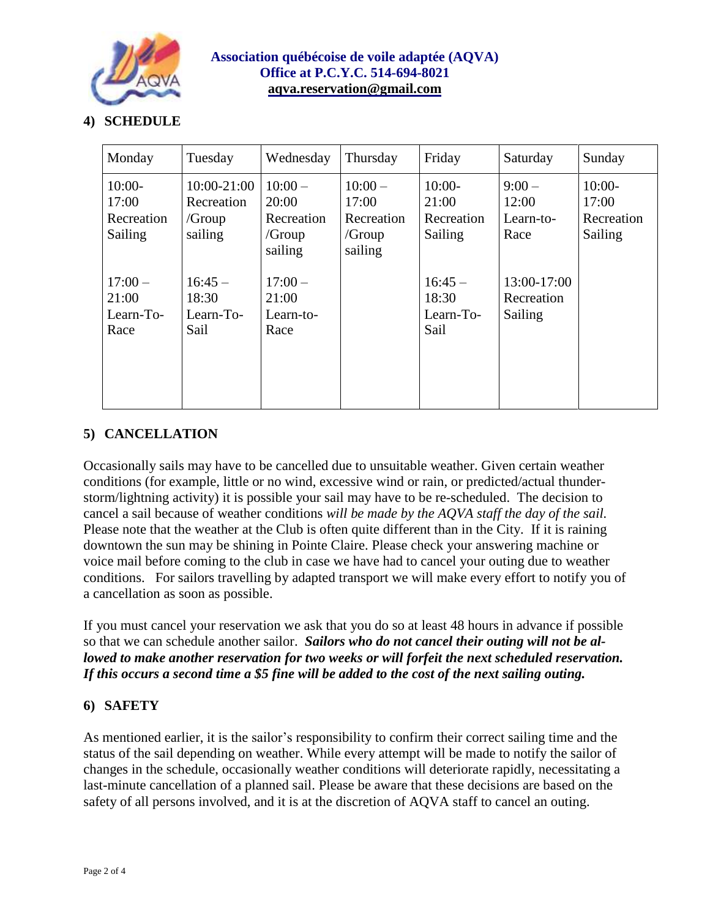**Association québécoise de voile adaptée (AQVA)**
**Office at P.C.Y.C. 514-694-8021**
**aqva.reservation@gmail.com**

## 4) SCHEDULE

| Monday | Tuesday | Wednesday | Thursday | Friday | Saturday | Sunday |
|---|---|---|---|---|---|---|
| 10:00-17:00 Recreation Sailing<br><br>17:00 – 21:00 Learn-To-Race | 10:00-21:00 Recreation /Group sailing<br><br>16:45 – 18:30 Learn-To-Sail | 10:00 – 20:00 Recreation /Group sailing<br><br>17:00 – 21:00 Learn-to-Race | 10:00 – 17:00 Recreation /Group sailing | 10:00-21:00 Recreation Sailing<br><br>16:45 – 18:30 Learn-To-Sail | 9:00 – 12:00 Learn-to-Race<br><br>13:00-17:00 Recreation Sailing | 10:00-17:00 Recreation Sailing |

## 5) CANCELLATION

Occasionally sails may have to be cancelled due to unsuitable weather. Given certain weather conditions (for example, little or no wind, excessive wind or rain, or predicted/actual thunder-storm/lightning activity) it is possible your sail may have to be re-scheduled. The decision to cancel a sail because of weather conditions *will be made by the AQVA staff the day of the sail.* Please note that the weather at the Club is often quite different than in the City. If it is raining downtown the sun may be shining in Pointe Claire. Please check your answering machine or voice mail before coming to the club in case we have had to cancel your outing due to weather conditions. For sailors travelling by adapted transport we will make every effort to notify you of a cancellation as soon as possible.

If you must cancel your reservation we ask that you do so at least 48 hours in advance if possible so that we can schedule another sailor. ***Sailors who do not cancel their outing will not be allowed to make another reservation for two weeks or will forfeit the next scheduled reservation. If this occurs a second time a $5 fine will be added to the cost of the next sailing outing.***

## 6) SAFETY

As mentioned earlier, it is the sailor's responsibility to confirm their correct sailing time and the status of the sail depending on weather. While every attempt will be made to notify the sailor of changes in the schedule, occasionally weather conditions will deteriorate rapidly, necessitating a last-minute cancellation of a planned sail. Please be aware that these decisions are based on the safety of all persons involved, and it is at the discretion of AQVA staff to cancel an outing.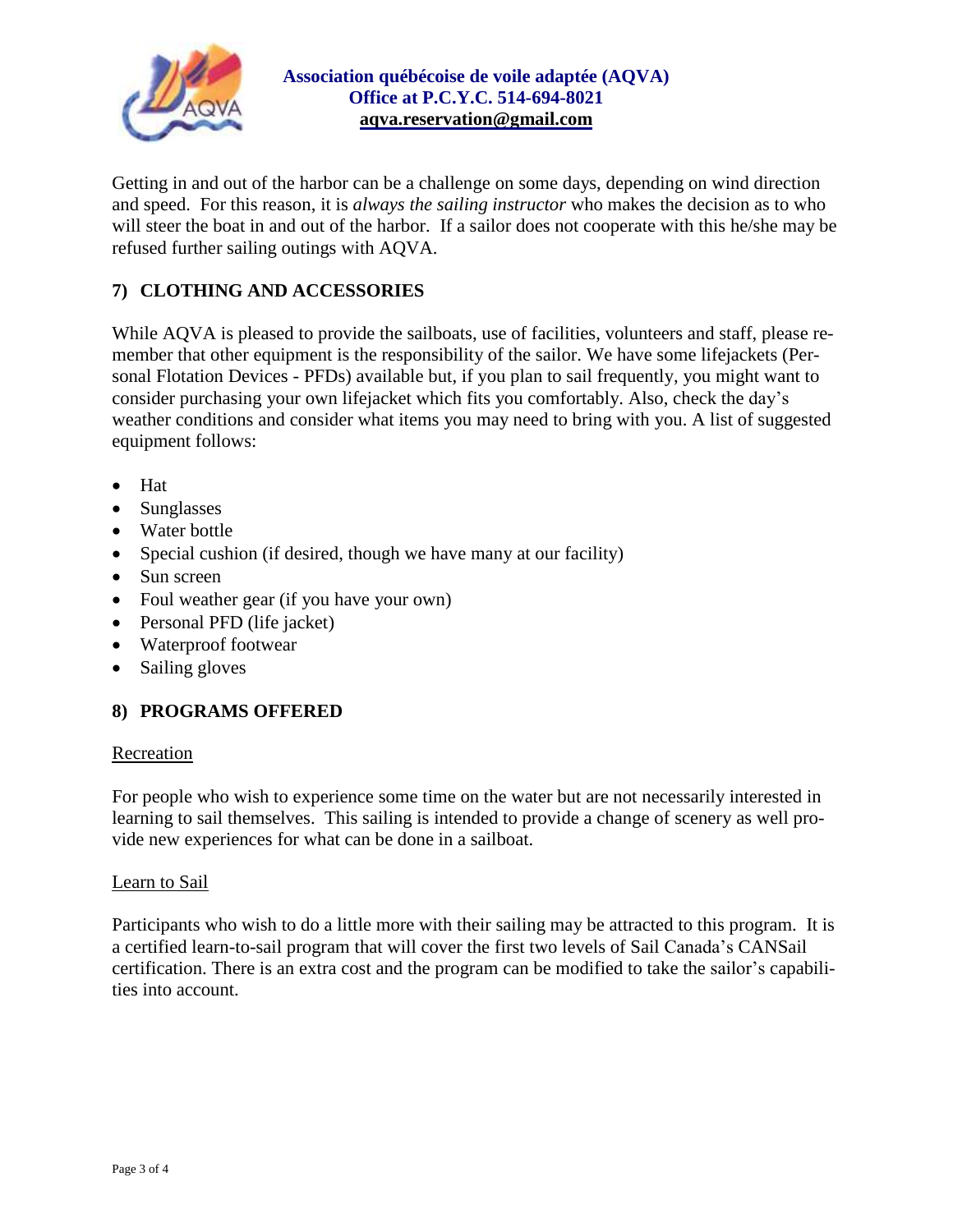Getting in and out of the harbor can be a challenge on some days, depending on wind direction and speed. For this reason, it is *always the sailing instructor* who makes the decision as to who will steer the boat in and out of the harbor. If a sailor does not cooperate with this he/she may be refused further sailing outings with AQVA.

## 7) CLOTHING AND ACCESSORIES

While AQVA is pleased to provide the sailboats, use of facilities, volunteers and staff, please remember that other equipment is the responsibility of the sailor. We have some lifejackets (Personal Flotation Devices - PFDs) available but, if you plan to sail frequently, you might want to consider purchasing your own lifejacket which fits you comfortably. Also, check the day's weather conditions and consider what items you may need to bring with you. A list of suggested equipment follows:

- Hat
- Sunglasses
- Water bottle
- Special cushion (if desired, though we have many at our facility)
- Sun screen
- Foul weather gear (if you have your own)
- Personal PFD (life jacket)
- Waterproof footwear
- Sailing gloves

## 8) PROGRAMS OFFERED

### Recreation

For people who wish to experience some time on the water but are not necessarily interested in learning to sail themselves. This sailing is intended to provide a change of scenery as well provide new experiences for what can be done in a sailboat.

### Learn to Sail

Participants who wish to do a little more with their sailing may be attracted to this program. It is a certified learn-to-sail program that will cover the first two levels of Sail Canada's CANSail certification. There is an extra cost and the program can be modified to take the sailor's capabilities into account.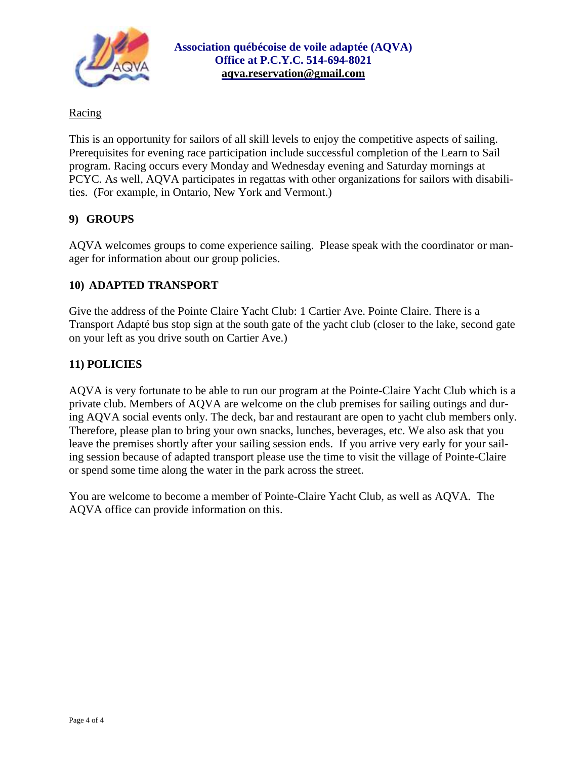**Association québécoise de voile adaptée (AQVA)**
**Office at P.C.Y.C. 514-694-8021**
**aqva.reservation@gmail.com**

Racing

This is an opportunity for sailors of all skill levels to enjoy the competitive aspects of sailing. Prerequisites for evening race participation include successful completion of the Learn to Sail program. Racing occurs every Monday and Wednesday evening and Saturday mornings at PCYC. As well, AQVA participates in regattas with other organizations for sailors with disabilities. (For example, in Ontario, New York and Vermont.)

## 9) GROUPS

AQVA welcomes groups to come experience sailing. Please speak with the coordinator or manager for information about our group policies.

## 10) ADAPTED TRANSPORT

Give the address of the Pointe Claire Yacht Club: 1 Cartier Ave. Pointe Claire. There is a Transport Adapté bus stop sign at the south gate of the yacht club (closer to the lake, second gate on your left as you drive south on Cartier Ave.)

## 11) POLICIES

AQVA is very fortunate to be able to run our program at the Pointe-Claire Yacht Club which is a private club. Members of AQVA are welcome on the club premises for sailing outings and during AQVA social events only. The deck, bar and restaurant are open to yacht club members only. Therefore, please plan to bring your own snacks, lunches, beverages, etc. We also ask that you leave the premises shortly after your sailing session ends. If you arrive very early for your sailing session because of adapted transport please use the time to visit the village of Pointe-Claire or spend some time along the water in the park across the street.

You are welcome to become a member of Pointe-Claire Yacht Club, as well as AQVA. The AQVA office can provide information on this.